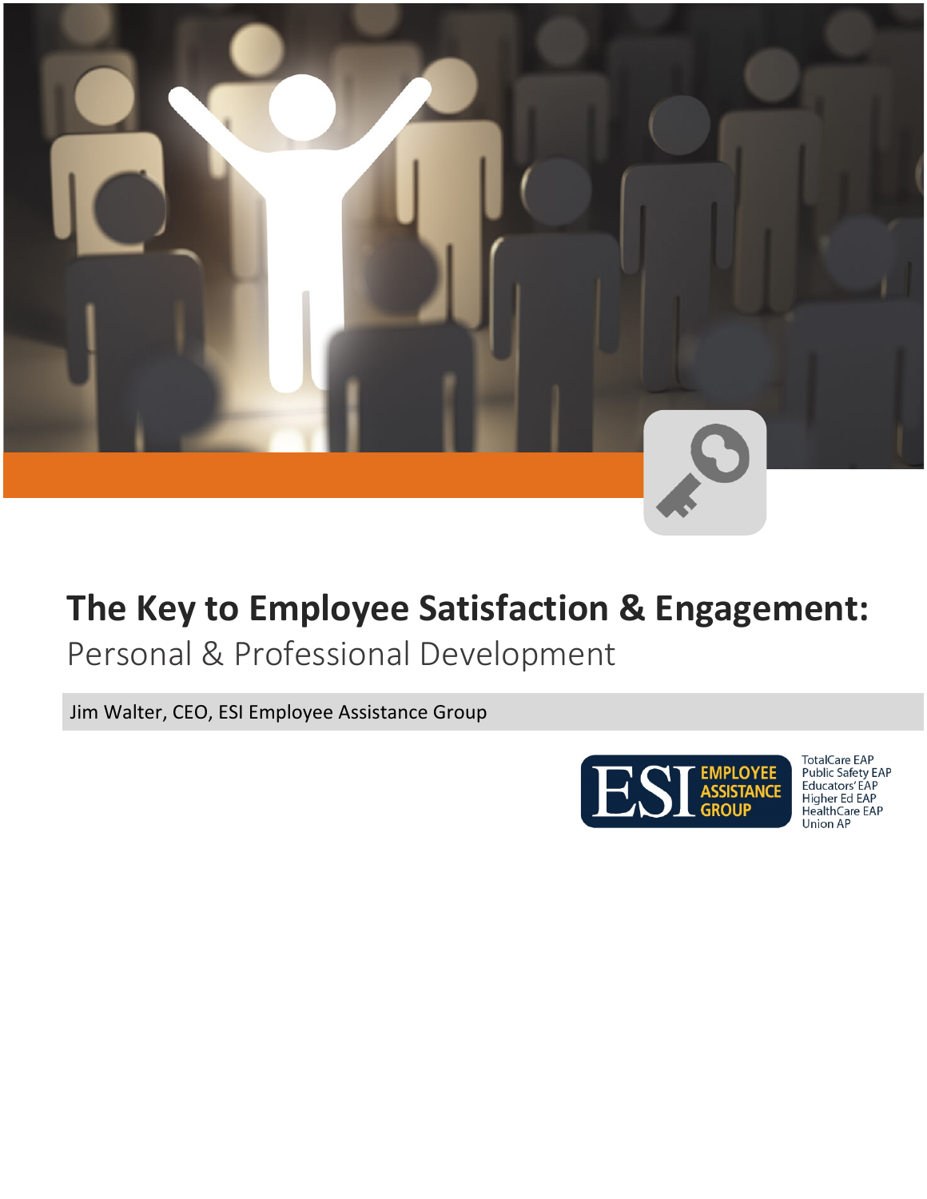# The Key to Employee Satisfaction & Engagement:

## Personal & Professional Development

Jim Walter, CEO, ESI Employee Assistance Group

ESI EMPLOYEE ASSISTANCE GROUP

TotalCare EAP
Public Safety EAP
Educators' EAP
Higher Ed EAP
HealthCare EAP
Union AP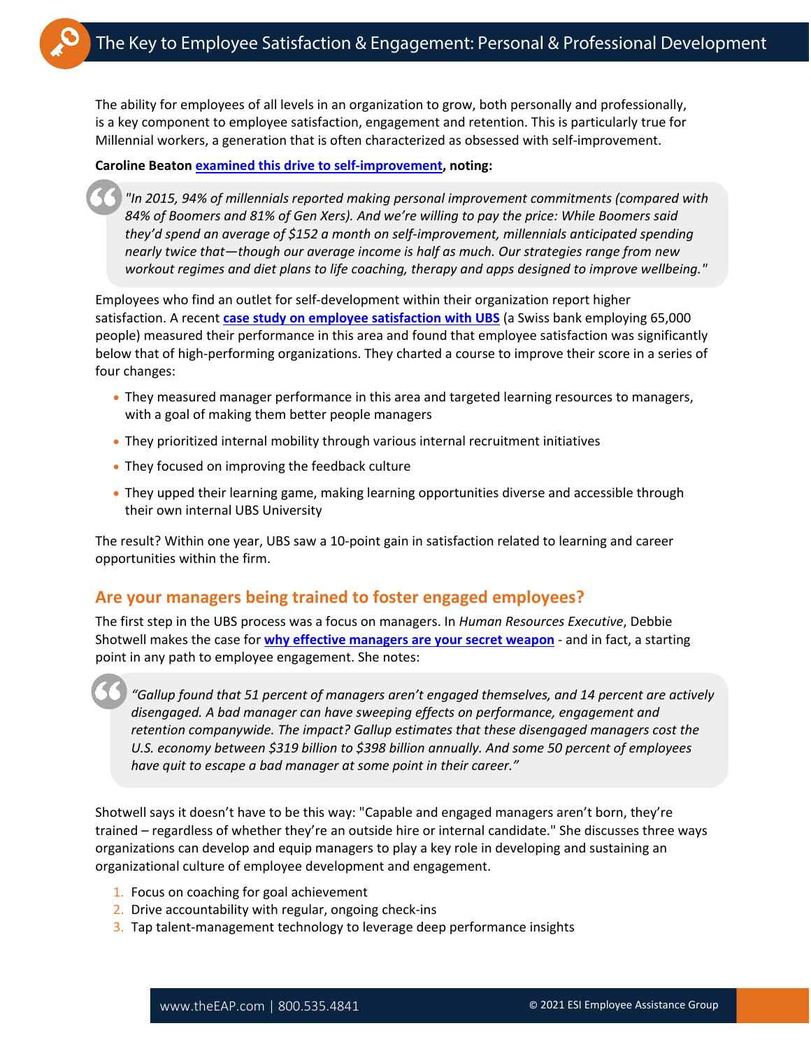The ability for employees of all levels in an organization to grow, both personally and professionally, is a key component to employee satisfaction, engagement and retention. This is particularly true for Millennial workers, a generation that is often characterized as obsessed with self-improvement.

**Caroline Beaton [examined this drive to self-improvement](), noting:**

> *"In 2015, 94% of millennials reported making personal improvement commitments (compared with 84% of Boomers and 81% of Gen Xers). And we're willing to pay the price: While Boomers said they'd spend an average of $152 a month on self-improvement, millennials anticipated spending nearly twice that—though our average income is half as much. Our strategies range from new workout regimes and diet plans to life coaching, therapy and apps designed to improve wellbeing."*

Employees who find an outlet for self-development within their organization report higher satisfaction. A recent **[case study on employee satisfaction with UBS]()** (a Swiss bank employing 65,000 people) measured their performance in this area and found that employee satisfaction was significantly below that of high-performing organizations. They charted a course to improve their score in a series of four changes:

- They measured manager performance in this area and targeted learning resources to managers, with a goal of making them better people managers
- They prioritized internal mobility through various internal recruitment initiatives
- They focused on improving the feedback culture
- They upped their learning game, making learning opportunities diverse and accessible through their own internal UBS University

The result? Within one year, UBS saw a 10-point gain in satisfaction related to learning and career opportunities within the firm.

## Are your managers being trained to foster engaged employees?

The first step in the UBS process was a focus on managers. In *Human Resources Executive*, Debbie Shotwell makes the case for **[why effective managers are your secret weapon]()** - and in fact, a starting point in any path to employee engagement. She notes:

> *"Gallup found that 51 percent of managers aren't engaged themselves, and 14 percent are actively disengaged. A bad manager can have sweeping effects on performance, engagement and retention companywide. The impact? Gallup estimates that these disengaged managers cost the U.S. economy between $319 billion to $398 billion annually. And some 50 percent of employees have quit to escape a bad manager at some point in their career."*

Shotwell says it doesn't have to be this way: "Capable and engaged managers aren't born, they're trained – regardless of whether they're an outside hire or internal candidate." She discusses three ways organizations can develop and equip managers to play a key role in developing and sustaining an organizational culture of employee development and engagement.

1. Focus on coaching for goal achievement
2. Drive accountability with regular, ongoing check-ins
3. Tap talent-management technology to leverage deep performance insights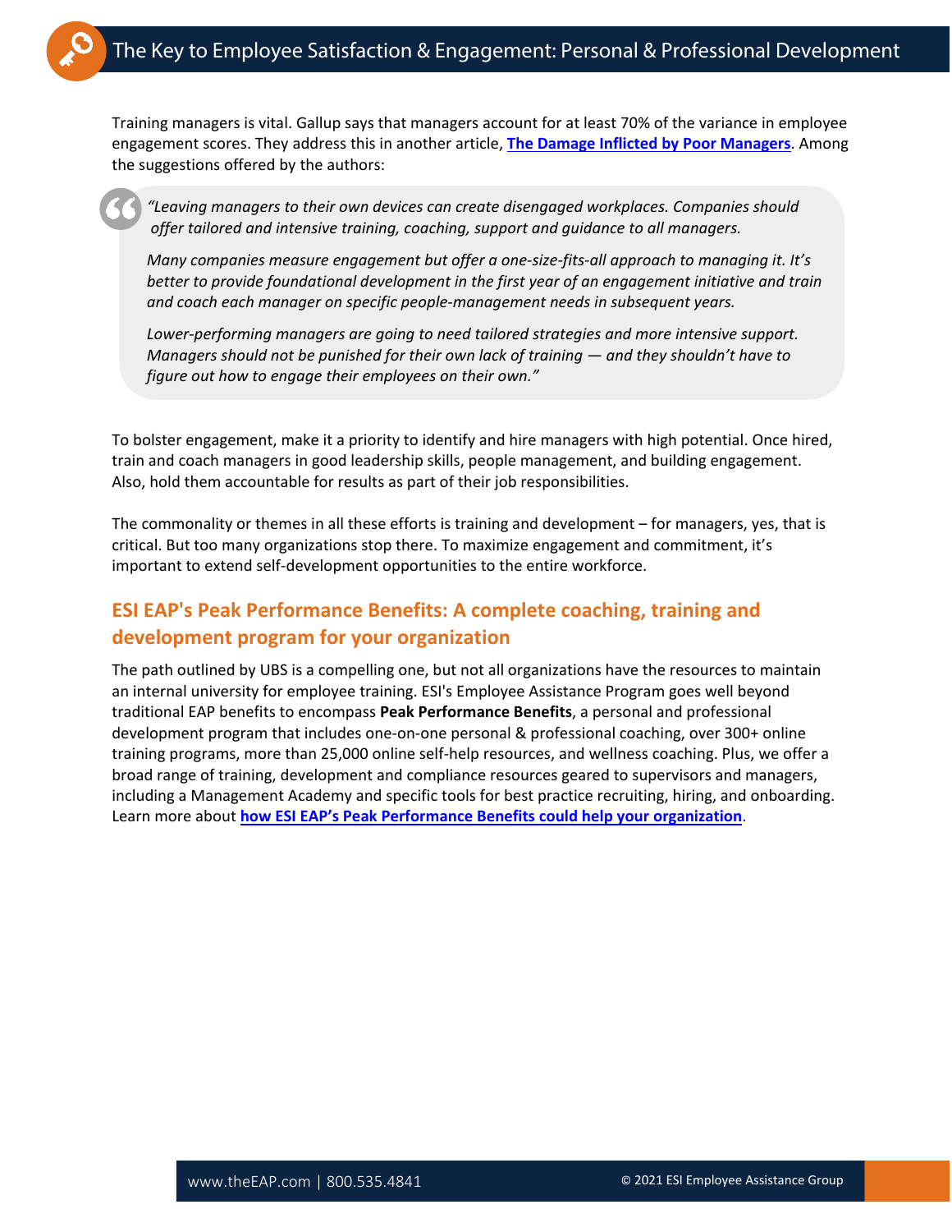Training managers is vital. Gallup says that managers account for at least 70% of the variance in employee engagement scores. They address this in another article, **The Damage Inflicted by Poor Managers**. Among the suggestions offered by the authors:

> *"Leaving managers to their own devices can create disengaged workplaces. Companies should offer tailored and intensive training, coaching, support and guidance to all managers.*
>
> *Many companies measure engagement but offer a one-size-fits-all approach to managing it. It's better to provide foundational development in the first year of an engagement initiative and train and coach each manager on specific people-management needs in subsequent years.*
>
> *Lower-performing managers are going to need tailored strategies and more intensive support. Managers should not be punished for their own lack of training — and they shouldn't have to figure out how to engage their employees on their own."*

To bolster engagement, make it a priority to identify and hire managers with high potential. Once hired, train and coach managers in good leadership skills, people management, and building engagement. Also, hold them accountable for results as part of their job responsibilities.

The commonality or themes in all these efforts is training and development – for managers, yes, that is critical. But too many organizations stop there. To maximize engagement and commitment, it's important to extend self-development opportunities to the entire workforce.

## ESI EAP's Peak Performance Benefits: A complete coaching, training and development program for your organization

The path outlined by UBS is a compelling one, but not all organizations have the resources to maintain an internal university for employee training. ESI's Employee Assistance Program goes well beyond traditional EAP benefits to encompass **Peak Performance Benefits**, a personal and professional development program that includes one-on-one personal & professional coaching, over 300+ online training programs, more than 25,000 online self-help resources, and wellness coaching. Plus, we offer a broad range of training, development and compliance resources geared to supervisors and managers, including a Management Academy and specific tools for best practice recruiting, hiring, and onboarding. Learn more about **how ESI EAP's Peak Performance Benefits could help your organization**.